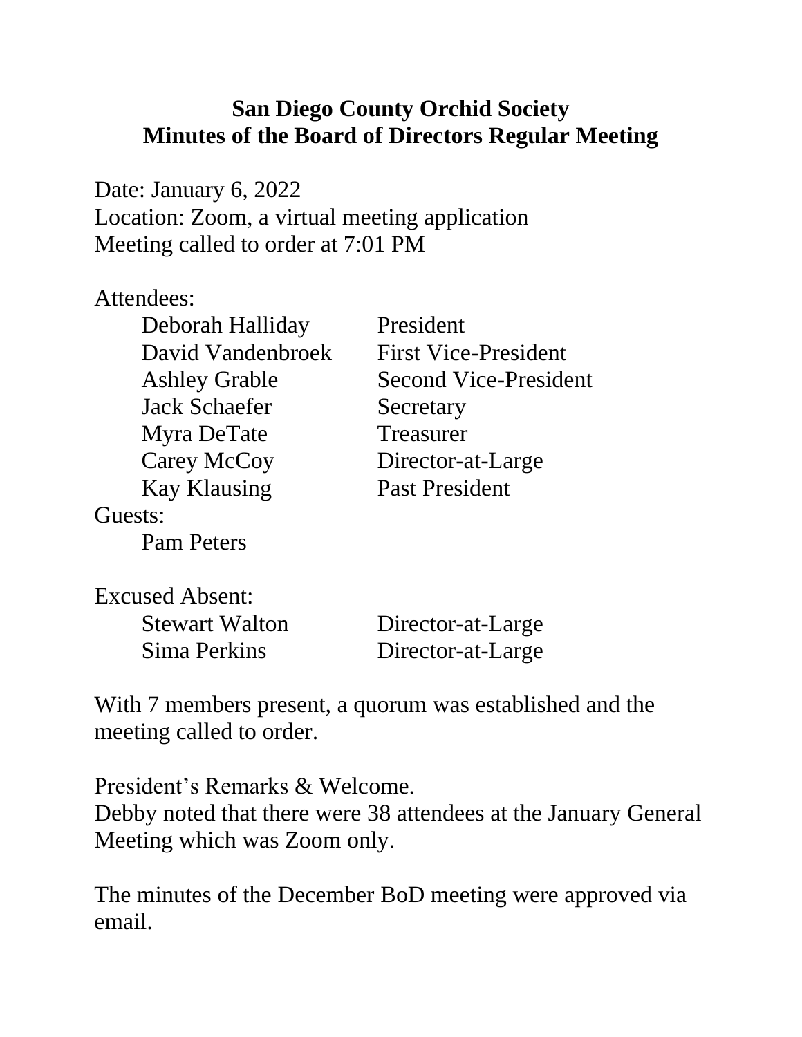# San Diego County Orchid Society
## Minutes of the Board of Directors Regular Meeting

Date: January 6, 2022
Location: Zoom, a virtual meeting application
Meeting called to order at 7:01 PM

Attendees:

| | |
|---|---|
| Deborah Halliday | President |
| David Vandenbroek | First Vice-President |
| Ashley Grable | Second Vice-President |
| Jack Schaefer | Secretary |
| Myra DeTate | Treasurer |
| Carey McCoy | Director-at-Large |
| Kay Klausing | Past President |

Guests:

Pam Peters

Excused Absent:

| | |
|---|---|
| Stewart Walton | Director-at-Large |
| Sima Perkins | Director-at-Large |

With 7 members present, a quorum was established and the meeting called to order.

President's Remarks & Welcome.
Debby noted that there were 38 attendees at the January General Meeting which was Zoom only.

The minutes of the December BoD meeting were approved via email.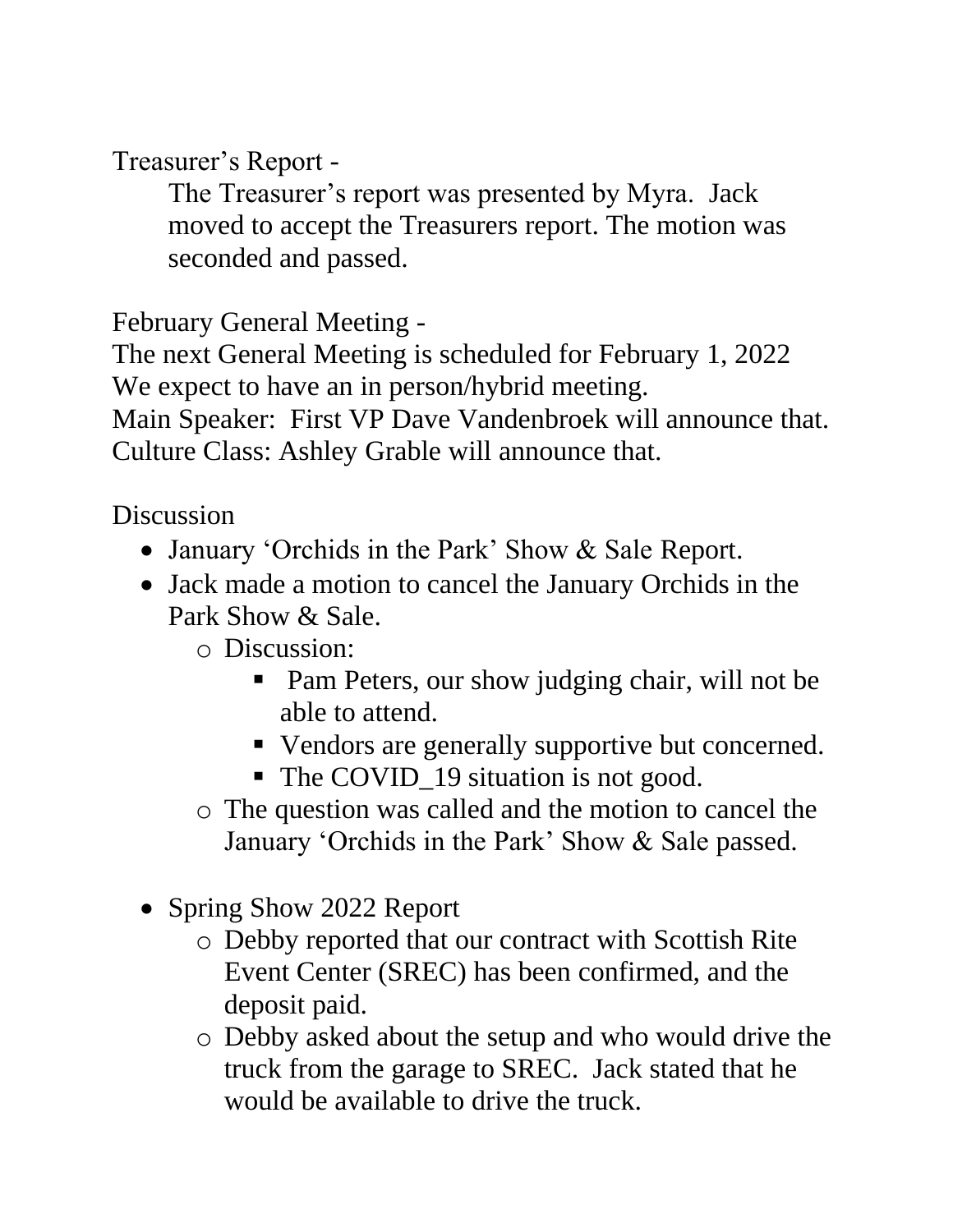Treasurer's Report -

The Treasurer's report was presented by Myra. Jack moved to accept the Treasurers report. The motion was seconded and passed.

February General Meeting -

The next General Meeting is scheduled for February 1, 2022
We expect to have an in person/hybrid meeting.
Main Speaker: First VP Dave Vandenbroek will announce that.
Culture Class: Ashley Grable will announce that.

Discussion

- January 'Orchids in the Park' Show & Sale Report.
- Jack made a motion to cancel the January Orchids in the Park Show & Sale.
  - Discussion:
    - Pam Peters, our show judging chair, will not be able to attend.
    - Vendors are generally supportive but concerned.
    - The COVID_19 situation is not good.
  - The question was called and the motion to cancel the January 'Orchids in the Park' Show & Sale passed.

- Spring Show 2022 Report
  - Debby reported that our contract with Scottish Rite Event Center (SREC) has been confirmed, and the deposit paid.
  - Debby asked about the setup and who would drive the truck from the garage to SREC. Jack stated that he would be available to drive the truck.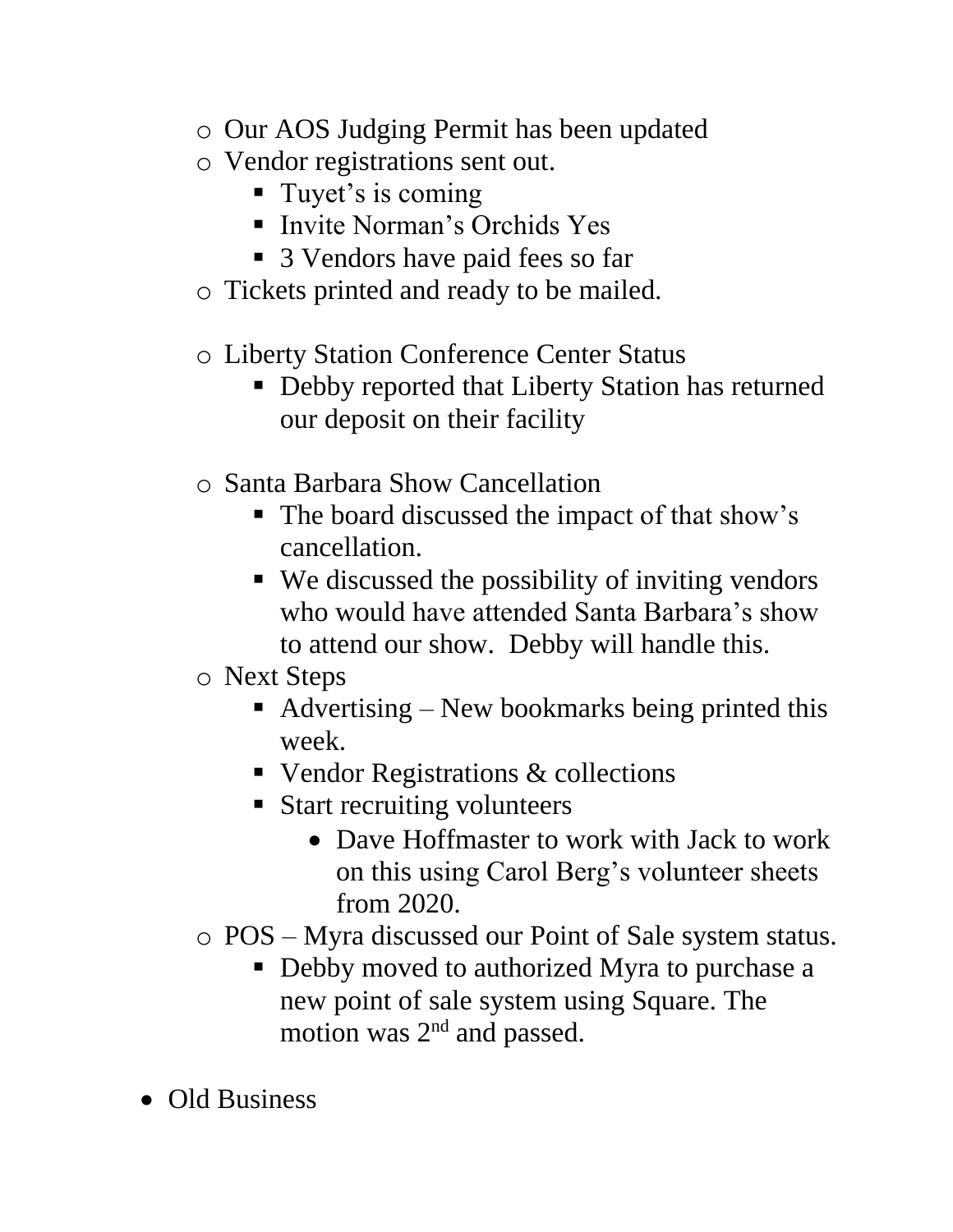- Our AOS Judging Permit has been updated
    - Vendor registrations sent out.
        - Tuyet's is coming
        - Invite Norman's Orchids Yes
        - 3 Vendors have paid fees so far
    - Tickets printed and ready to be mailed.
    - Liberty Station Conference Center Status
        - Debby reported that Liberty Station has returned our deposit on their facility
    - Santa Barbara Show Cancellation
        - The board discussed the impact of that show's cancellation.
        - We discussed the possibility of inviting vendors who would have attended Santa Barbara's show to attend our show. Debby will handle this.
    - Next Steps
        - Advertising – New bookmarks being printed this week.
        - Vendor Registrations & collections
        - Start recruiting volunteers
            - Dave Hoffmaster to work with Jack to work on this using Carol Berg's volunteer sheets from 2020.
    - POS – Myra discussed our Point of Sale system status.
        - Debby moved to authorized Myra to purchase a new point of sale system using Square. The motion was 2nd and passed.

- Old Business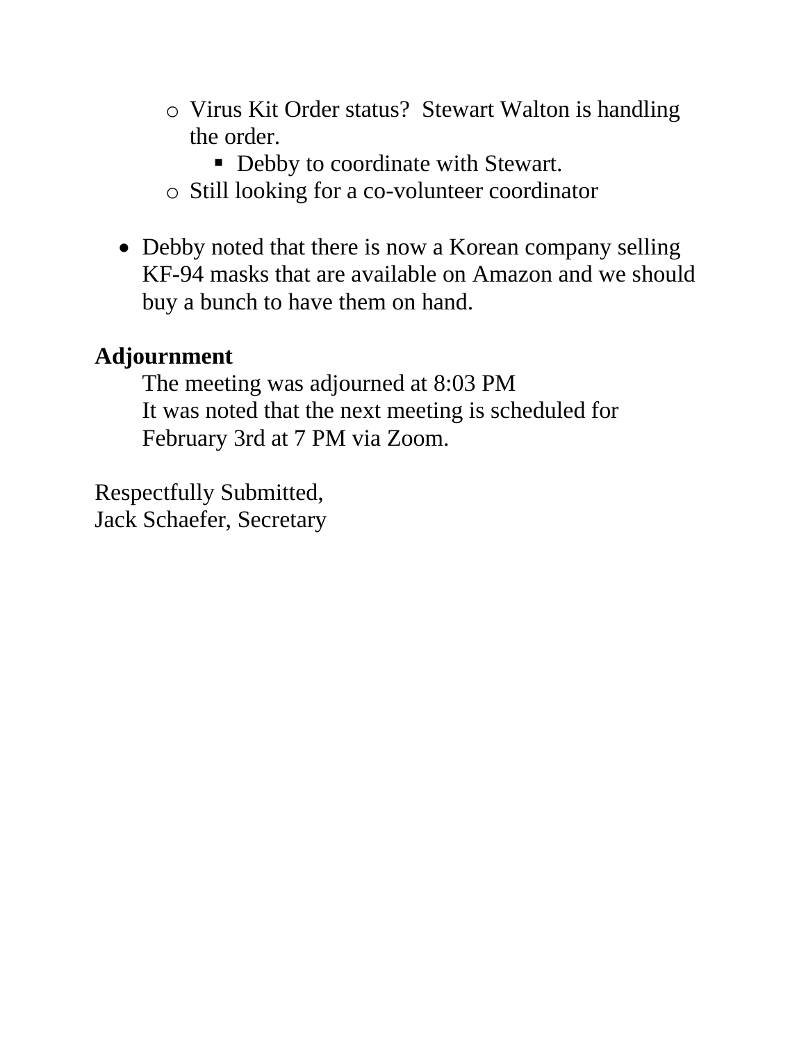- Virus Kit Order status?  Stewart Walton is handling the order.
    - Debby to coordinate with Stewart.
  - Still looking for a co-volunteer coordinator

- Debby noted that there is now a Korean company selling KF-94 masks that are available on Amazon and we should buy a bunch to have them on hand.

**Adjournment**

The meeting was adjourned at 8:03 PM
It was noted that the next meeting is scheduled for February 3rd at 7 PM via Zoom.

Respectfully Submitted,
Jack Schaefer, Secretary